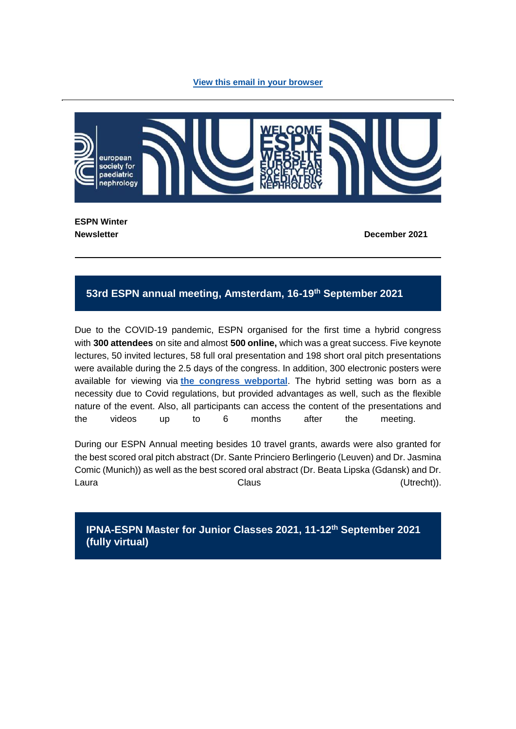View this email in your browser

**ESPN Winter Newsletter**

**December 2021**

## 53rd ESPN annual meeting, Amsterdam, 16-19th September 2021

Due to the COVID-19 pandemic, ESPN organised for the first time a hybrid congress with **300 attendees** on site and almost **500 online,** which was a great success. Five keynote lectures, 50 invited lectures, 58 full oral presentation and 198 short oral pitch presentations were available during the 2.5 days of the congress. In addition, 300 electronic posters were available for viewing via **the congress webportal**. The hybrid setting was born as a necessity due to Covid regulations, but provided advantages as well, such as the flexible nature of the event. Also, all participants can access the content of the presentations and the videos up to 6 months after the meeting.

During our ESPN Annual meeting besides 10 travel grants, awards were also granted for the best scored oral pitch abstract (Dr. Sante Princiero Berlingerio (Leuven) and Dr. Jasmina Comic (Munich)) as well as the best scored oral abstract (Dr. Beata Lipska (Gdansk) and Dr. Laura Claus (Utrecht)).

## IPNA-ESPN Master for Junior Classes 2021, 11-12th September 2021 (fully virtual)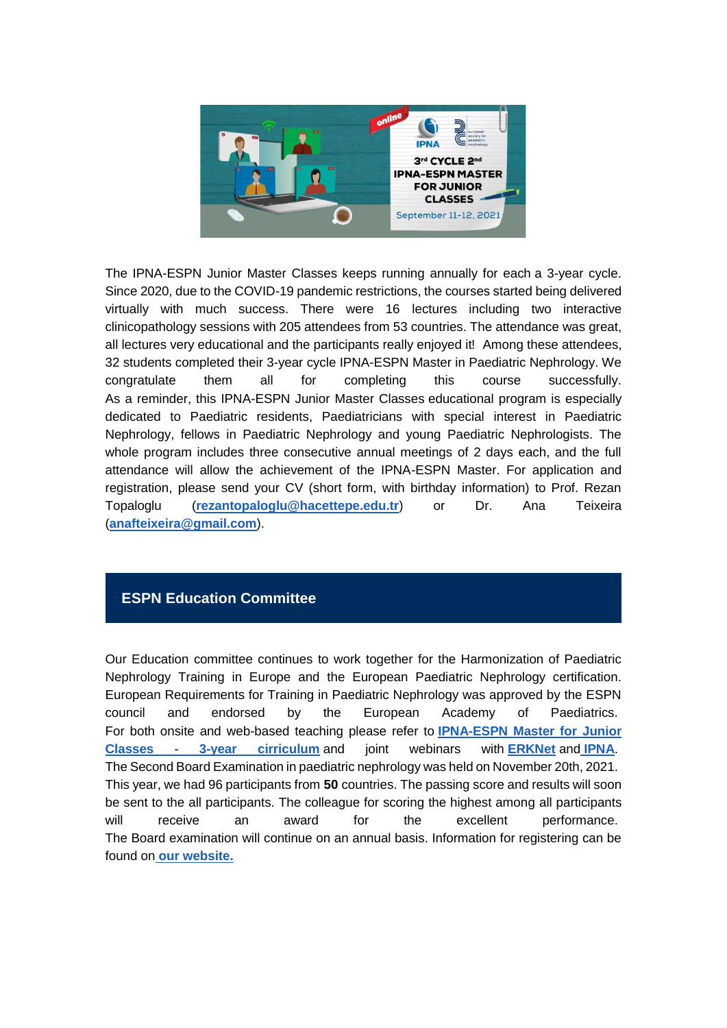The IPNA-ESPN Junior Master Classes keeps running annually for each a 3-year cycle. Since 2020, due to the COVID-19 pandemic restrictions, the courses started being delivered virtually with much success. There were 16 lectures including two interactive clinicopathology sessions with 205 attendees from 53 countries. The attendance was great, all lectures very educational and the participants really enjoyed it! Among these attendees, 32 students completed their 3-year cycle IPNA-ESPN Master in Paediatric Nephrology. We congratulate them all for completing this course successfully.
As a reminder, this IPNA-ESPN Junior Master Classes educational program is especially dedicated to Paediatric residents, Paediatricians with special interest in Paediatric Nephrology, fellows in Paediatric Nephrology and young Paediatric Nephrologists. The whole program includes three consecutive annual meetings of 2 days each, and the full attendance will allow the achievement of the IPNA-ESPN Master. For application and registration, please send your CV (short form, with birthday information) to Prof. Rezan Topaloglu (**rezantopaloglu@hacettepe.edu.tr**) or Dr. Ana Teixeira (**anafteixeira@gmail.com**).

## ESPN Education Committee

Our Education committee continues to work together for the Harmonization of Paediatric Nephrology Training in Europe and the European Paediatric Nephrology certification. European Requirements for Training in Paediatric Nephrology was approved by the ESPN council and endorsed by the European Academy of Paediatrics.
For both onsite and web-based teaching please refer to **IPNA-ESPN Master for Junior Classes - 3-year cirriculum** and joint webinars with **ERKNet** and **IPNA**.
The Second Board Examination in paediatric nephrology was held on November 20th, 2021. This year, we had 96 participants from **50** countries. The passing score and results will soon be sent to the all participants. The colleague for scoring the highest among all participants will receive an award for the excellent performance.
The Board examination will continue on an annual basis. Information for registering can be found on **our website.**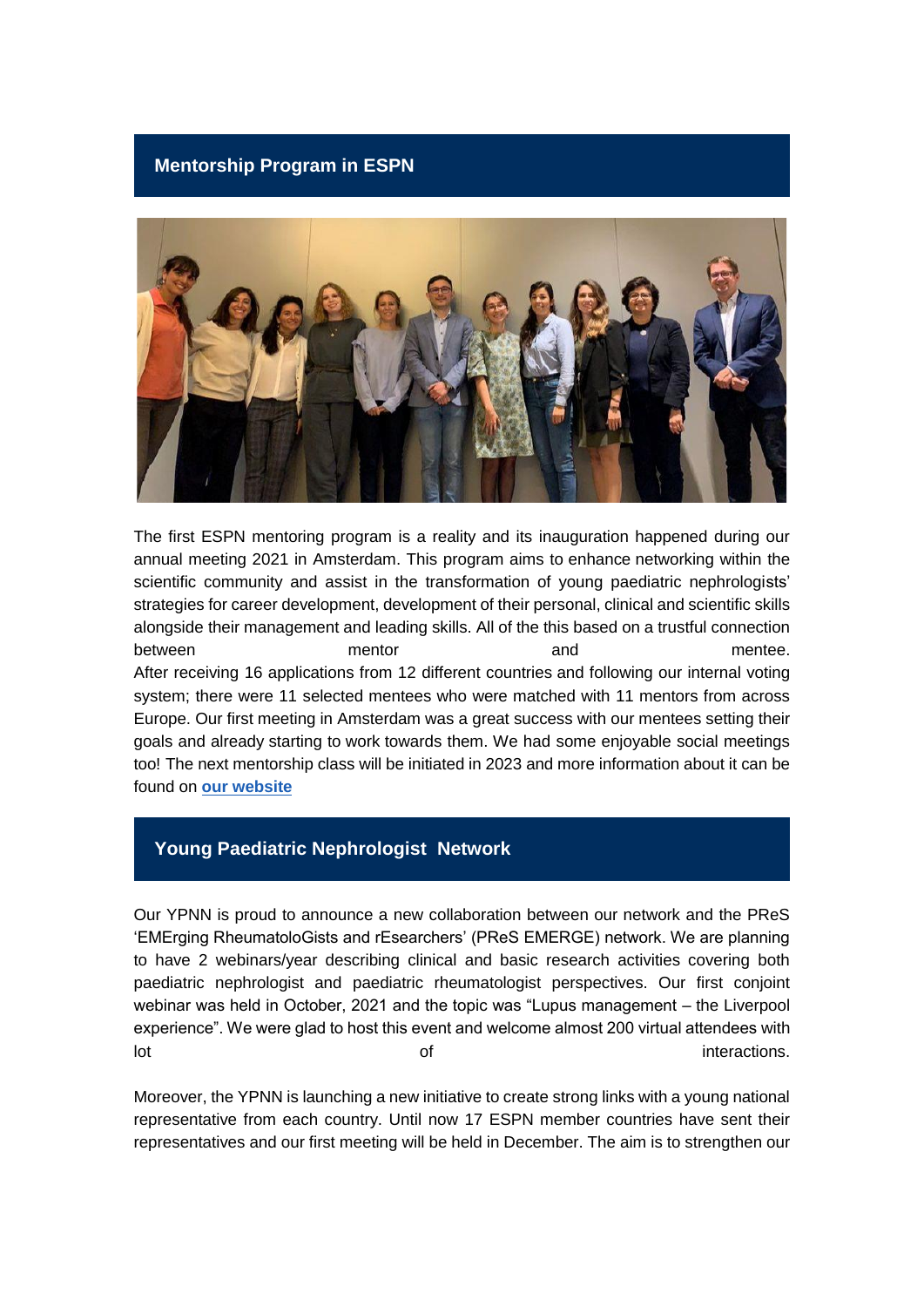## Mentorship Program in ESPN

The first ESPN mentoring program is a reality and its inauguration happened during our annual meeting 2021 in Amsterdam. This program aims to enhance networking within the scientific community and assist in the transformation of young paediatric nephrologists' strategies for career development, development of their personal, clinical and scientific skills alongside their management and leading skills. All of the this based on a trustful connection between mentor and mentee.
After receiving 16 applications from 12 different countries and following our internal voting system; there were 11 selected mentees who were matched with 11 mentors from across Europe. Our first meeting in Amsterdam was a great success with our mentees setting their goals and already starting to work towards them. We had some enjoyable social meetings too! The next mentorship class will be initiated in 2023 and more information about it can be found on **our website**

## Young Paediatric Nephrologist Network

Our YPNN is proud to announce a new collaboration between our network and the PReS 'EMErging RheumatoloGists and rEsearchers' (PReS EMERGE) network. We are planning to have 2 webinars/year describing clinical and basic research activities covering both paediatric nephrologist and paediatric rheumatologist perspectives. Our first conjoint webinar was held in October, 2021 and the topic was "Lupus management – the Liverpool experience". We were glad to host this event and welcome almost 200 virtual attendees with lot of interactions.

Moreover, the YPNN is launching a new initiative to create strong links with a young national representative from each country. Until now 17 ESPN member countries have sent their representatives and our first meeting will be held in December. The aim is to strengthen our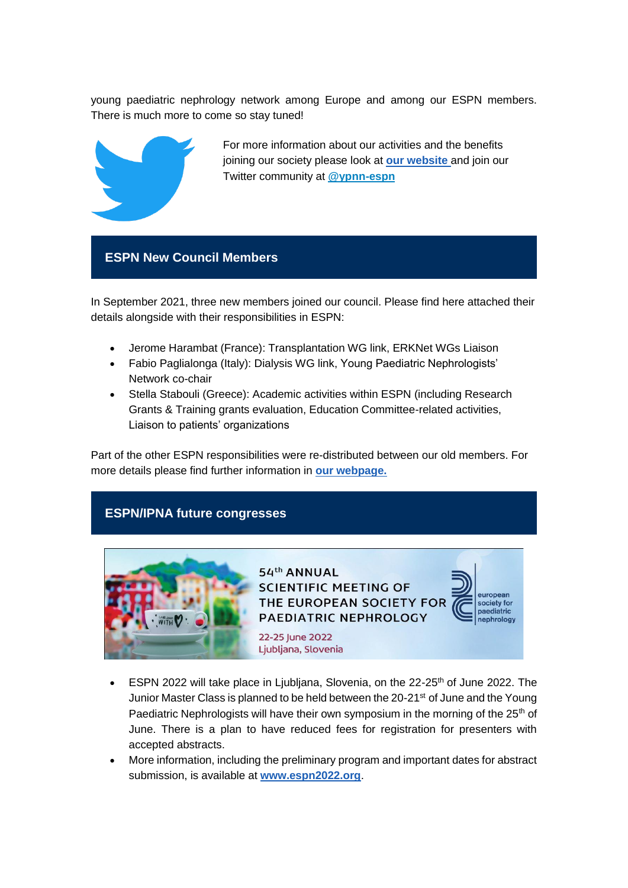young paediatric nephrology network among Europe and among our ESPN members. There is much more to come so stay tuned!

For more information about our activities and the benefits joining our society please look at **our website** and join our Twitter community at **@ypnn-espn**

## ESPN New Council Members

In September 2021, three new members joined our council. Please find here attached their details alongside with their responsibilities in ESPN:

- Jerome Harambat (France): Transplantation WG link, ERKNet WGs Liaison
- Fabio Paglialonga (Italy): Dialysis WG link, Young Paediatric Nephrologists' Network co-chair
- Stella Stabouli (Greece): Academic activities within ESPN (including Research Grants & Training grants evaluation, Education Committee-related activities, Liaison to patients' organizations

Part of the other ESPN responsibilities were re-distributed between our old members. For more details please find further information in **our webpage.**

## ESPN/IPNA future congresses

54th ANNUAL SCIENTIFIC MEETING OF THE EUROPEAN SOCIETY FOR PAEDIATRIC NEPHROLOGY

22-25 June 2022
Ljubljana, Slovenia

european society for paediatric nephrology

- ESPN 2022 will take place in Ljubljana, Slovenia, on the 22-25th of June 2022. The Junior Master Class is planned to be held between the 20-21st of June and the Young Paediatric Nephrologists will have their own symposium in the morning of the 25th of June. There is a plan to have reduced fees for registration for presenters with accepted abstracts.
- More information, including the preliminary program and important dates for abstract submission, is available at **www.espn2022.org**.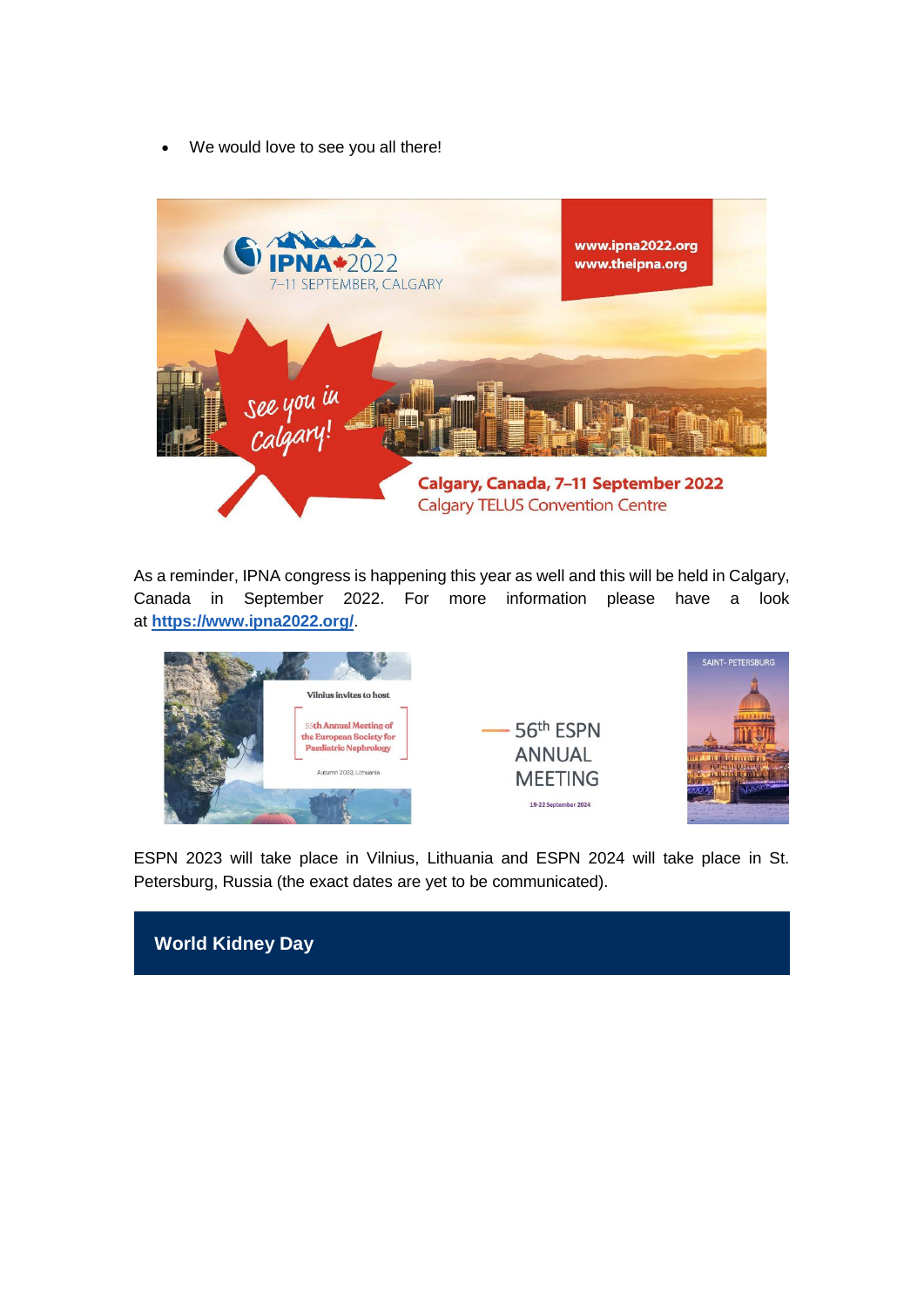- We would love to see you all there!

As a reminder, IPNA congress is happening this year as well and this will be held in Calgary, Canada in September 2022. For more information please have a look at **https://www.ipna2022.org/**.

ESPN 2023 will take place in Vilnius, Lithuania and ESPN 2024 will take place in St. Petersburg, Russia (the exact dates are yet to be communicated).

## World Kidney Day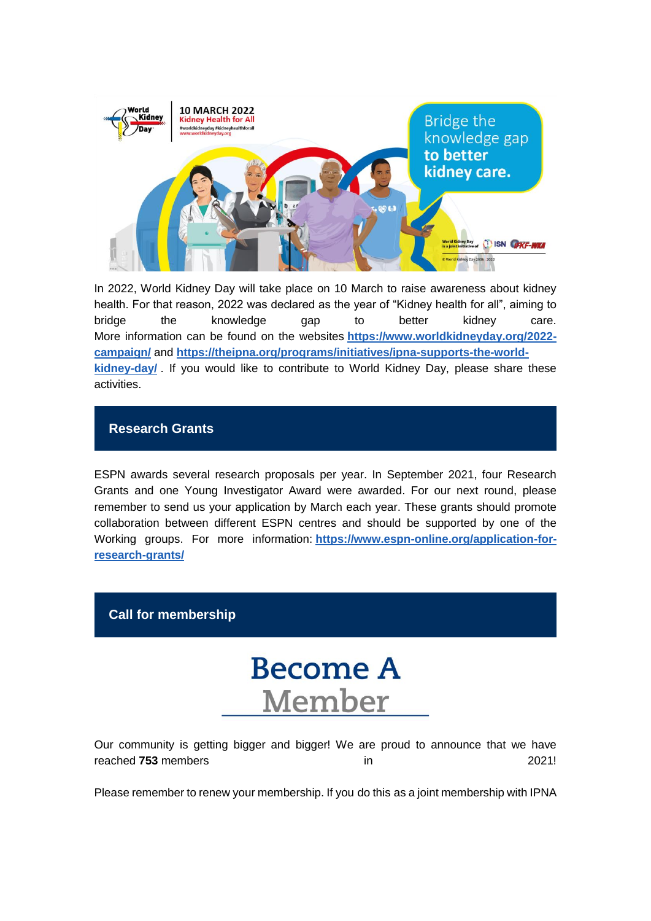In 2022, World Kidney Day will take place on 10 March to raise awareness about kidney health. For that reason, 2022 was declared as the year of “Kidney health for all”, aiming to bridge the knowledge gap to better kidney care. More information can be found on the websites **https://www.worldkidneyday.org/2022-campaign/** and **https://theipna.org/programs/initiatives/ipna-supports-the-world-kidney-day/** . If you would like to contribute to World Kidney Day, please share these activities.

## Research Grants

ESPN awards several research proposals per year. In September 2021, four Research Grants and one Young Investigator Award were awarded. For our next round, please remember to send us your application by March each year. These grants should promote collaboration between different ESPN centres and should be supported by one of the Working groups. For more information: **https://www.espn-online.org/application-for-research-grants/**

## Call for membership

**Become A Member**

Our community is getting bigger and bigger! We are proud to announce that we have reached **753** members in 2021!

Please remember to renew your membership. If you do this as a joint membership with IPNA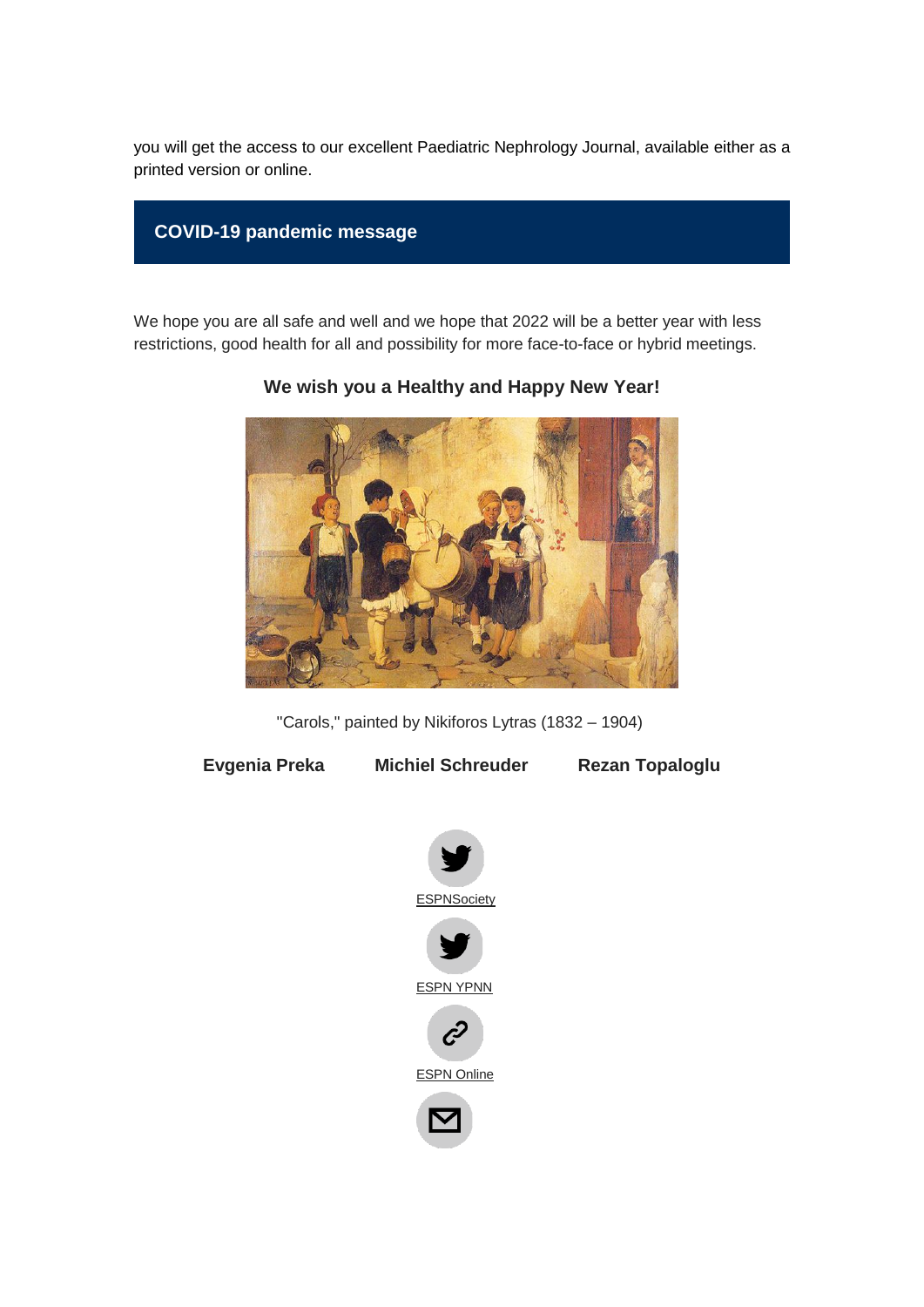you will get the access to our excellent Paediatric Nephrology Journal, available either as a printed version or online.

## COVID-19 pandemic message

We hope you are all safe and well and we hope that 2022 will be a better year with less restrictions, good health for all and possibility for more face-to-face or hybrid meetings.

**We wish you a Healthy and Happy New Year!**

"Carols," painted by Nikiforos Lytras (1832 – 1904)

**Evgenia Preka** **Michiel Schreuder** **Rezan Topaloglu**

ESPNSociety

ESPN YPNN

ESPN Online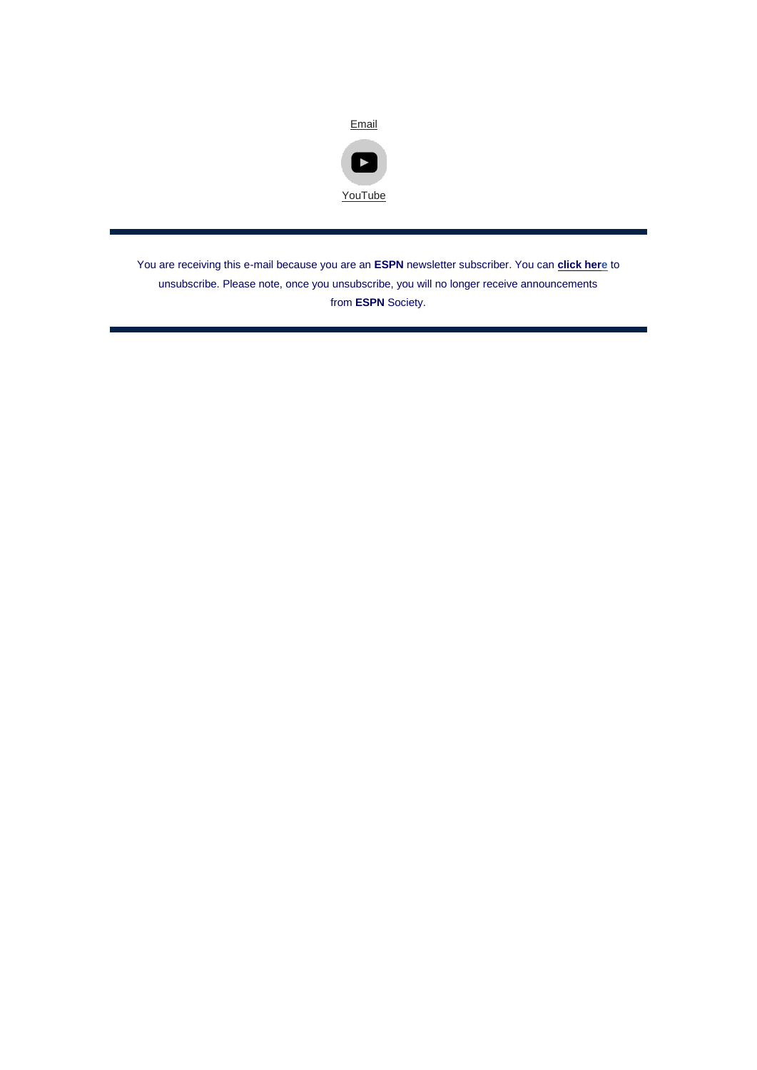Email

YouTube

---

You are receiving this e-mail because you are an **ESPN** newsletter subscriber. You can **click here** to unsubscribe. Please note, once you unsubscribe, you will no longer receive announcements from **ESPN** Society.

---